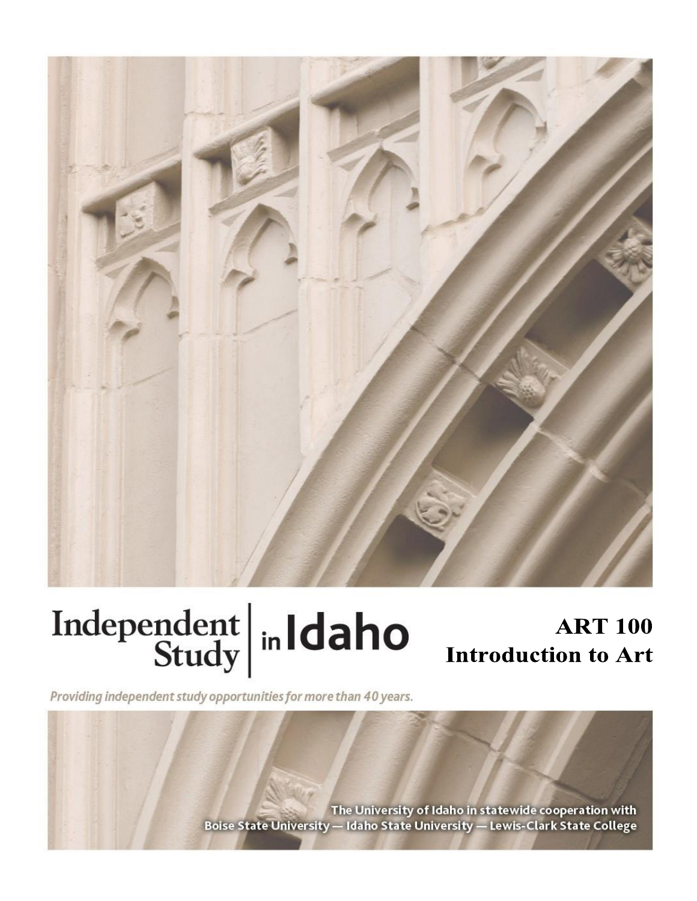Independent Study in Idaho

# ART 100
# Introduction to Art

*Providing independent study opportunities for more than 40 years.*

The University of Idaho in statewide cooperation with
Boise State University — Idaho State University — Lewis-Clark State College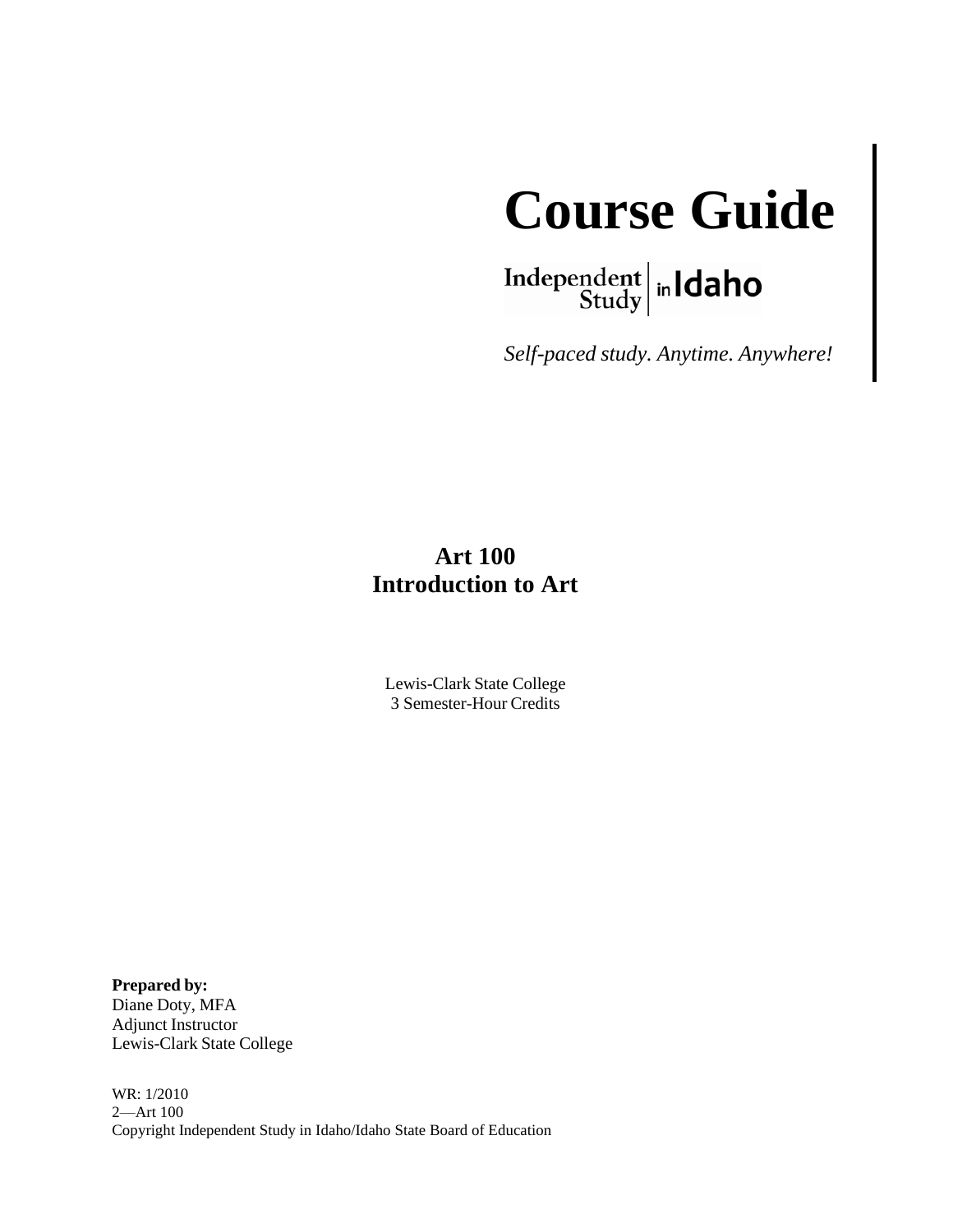# Course Guide

Independent Study in Idaho

*Self-paced study. Anytime. Anywhere!*

**Art 100**
**Introduction to Art**

Lewis-Clark State College
3 Semester-Hour Credits

**Prepared by:**
Diane Doty, MFA
Adjunct Instructor
Lewis-Clark State College

WR: 1/2010
2—Art 100
Copyright Independent Study in Idaho/Idaho State Board of Education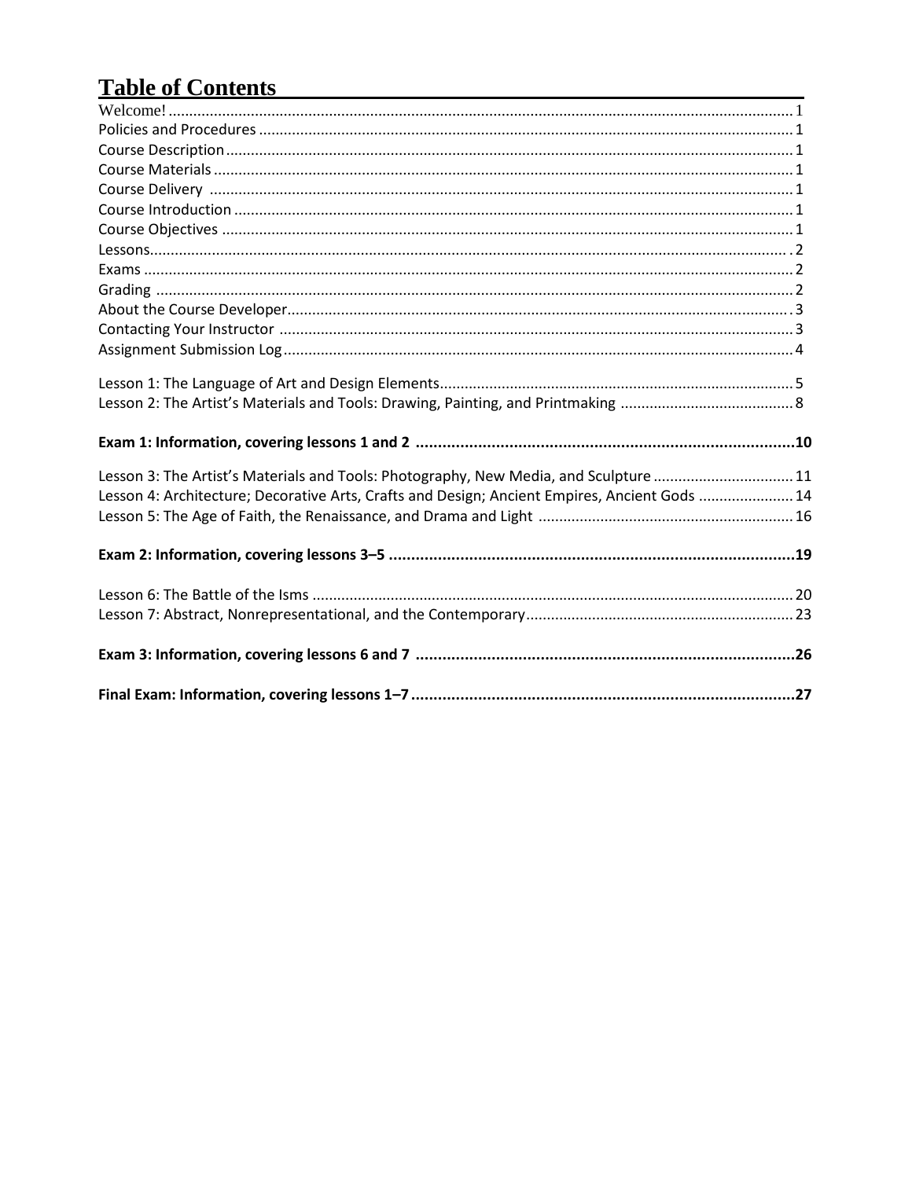# Table of Contents

| | |
|---|---|
| Welcome! | 1 |
| Policies and Procedures | 1 |
| Course Description | 1 |
| Course Materials | 1 |
| Course Delivery | 1 |
| Course Introduction | 1 |
| Course Objectives | 1 |
| Lessons | 2 |
| Exams | 2 |
| Grading | 2 |
| About the Course Developer | 3 |
| Contacting Your Instructor | 3 |
| Assignment Submission Log | 4 |
| Lesson 1: The Language of Art and Design Elements | 5 |
| Lesson 2: The Artist's Materials and Tools: Drawing, Painting, and Printmaking | 8 |
| **Exam 1: Information, covering lessons 1 and 2** | **10** |
| Lesson 3: The Artist's Materials and Tools: Photography, New Media, and Sculpture | 11 |
| Lesson 4: Architecture; Decorative Arts, Crafts and Design; Ancient Empires, Ancient Gods | 14 |
| Lesson 5: The Age of Faith, the Renaissance, and Drama and Light | 16 |
| **Exam 2: Information, covering lessons 3–5** | **19** |
| Lesson 6: The Battle of the Isms | 20 |
| Lesson 7: Abstract, Nonrepresentational, and the Contemporary | 23 |
| **Exam 3: Information, covering lessons 6 and 7** | **26** |
| **Final Exam: Information, covering lessons 1–7** | **27** |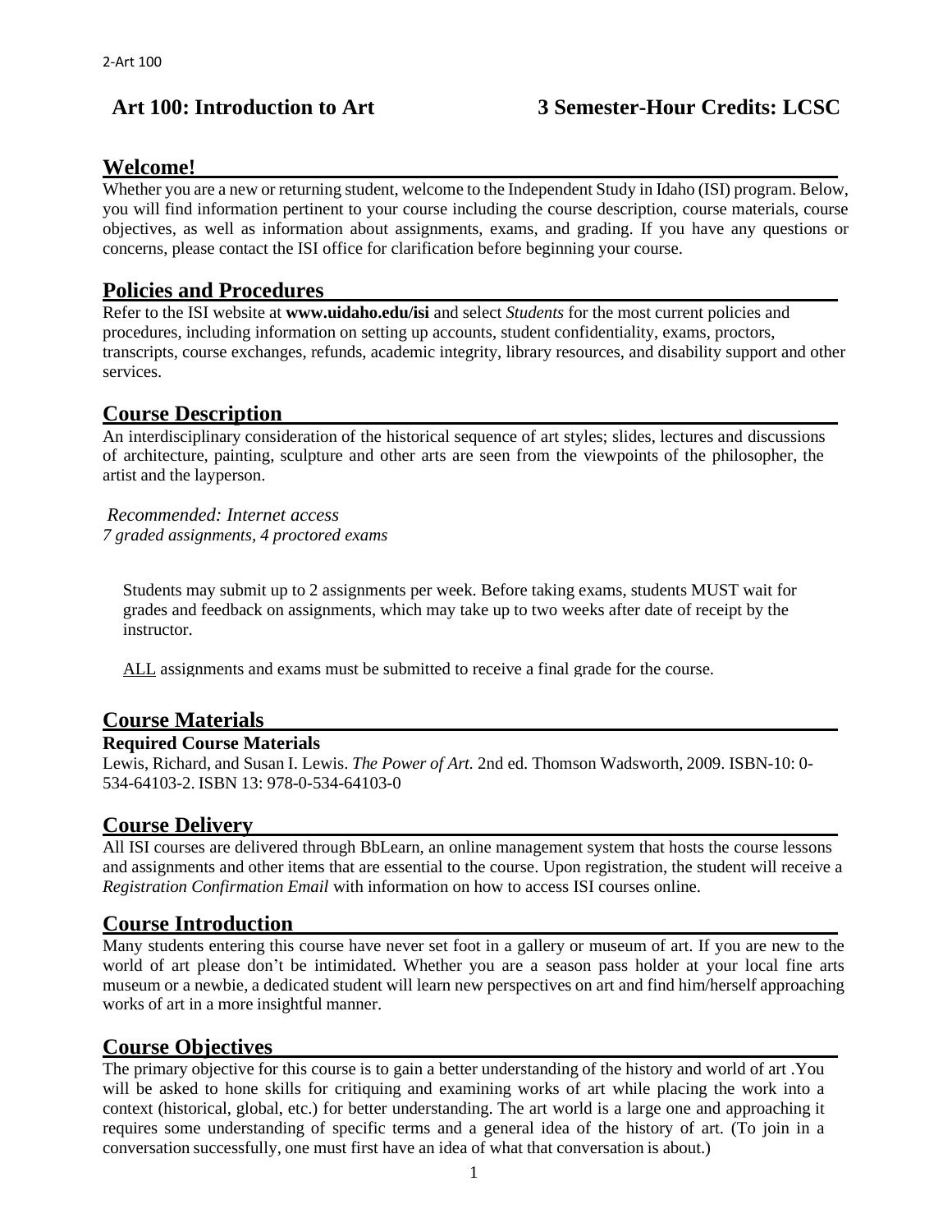**Art 100: Introduction to Art** **3 Semester-Hour Credits: LCSC**

## Welcome!

Whether you are a new or returning student, welcome to the Independent Study in Idaho (ISI) program. Below, you will find information pertinent to your course including the course description, course materials, course objectives, as well as information about assignments, exams, and grading. If you have any questions or concerns, please contact the ISI office for clarification before beginning your course.

## Policies and Procedures

Refer to the ISI website at **www.uidaho.edu/isi** and select *Students* for the most current policies and procedures, including information on setting up accounts, student confidentiality, exams, proctors, transcripts, course exchanges, refunds, academic integrity, library resources, and disability support and other services.

## Course Description

An interdisciplinary consideration of the historical sequence of art styles; slides, lectures and discussions of architecture, painting, sculpture and other arts are seen from the viewpoints of the philosopher, the artist and the layperson.

*Recommended: Internet access*
*7 graded assignments, 4 proctored exams*

Students may submit up to 2 assignments per week. Before taking exams, students MUST wait for grades and feedback on assignments, which may take up to two weeks after date of receipt by the instructor.

ALL assignments and exams must be submitted to receive a final grade for the course.

## Course Materials

**Required Course Materials**

Lewis, Richard, and Susan I. Lewis. *The Power of Art.* 2nd ed. Thomson Wadsworth, 2009. ISBN-10: 0-534-64103-2. ISBN 13: 978-0-534-64103-0

## Course Delivery

All ISI courses are delivered through BbLearn, an online management system that hosts the course lessons and assignments and other items that are essential to the course. Upon registration, the student will receive a *Registration Confirmation Email* with information on how to access ISI courses online.

## Course Introduction

Many students entering this course have never set foot in a gallery or museum of art. If you are new to the world of art please don't be intimidated. Whether you are a season pass holder at your local fine arts museum or a newbie, a dedicated student will learn new perspectives on art and find him/herself approaching works of art in a more insightful manner.

## Course Objectives

The primary objective for this course is to gain a better understanding of the history and world of art .You will be asked to hone skills for critiquing and examining works of art while placing the work into a context (historical, global, etc.) for better understanding. The art world is a large one and approaching it requires some understanding of specific terms and a general idea of the history of art. (To join in a conversation successfully, one must first have an idea of what that conversation is about.)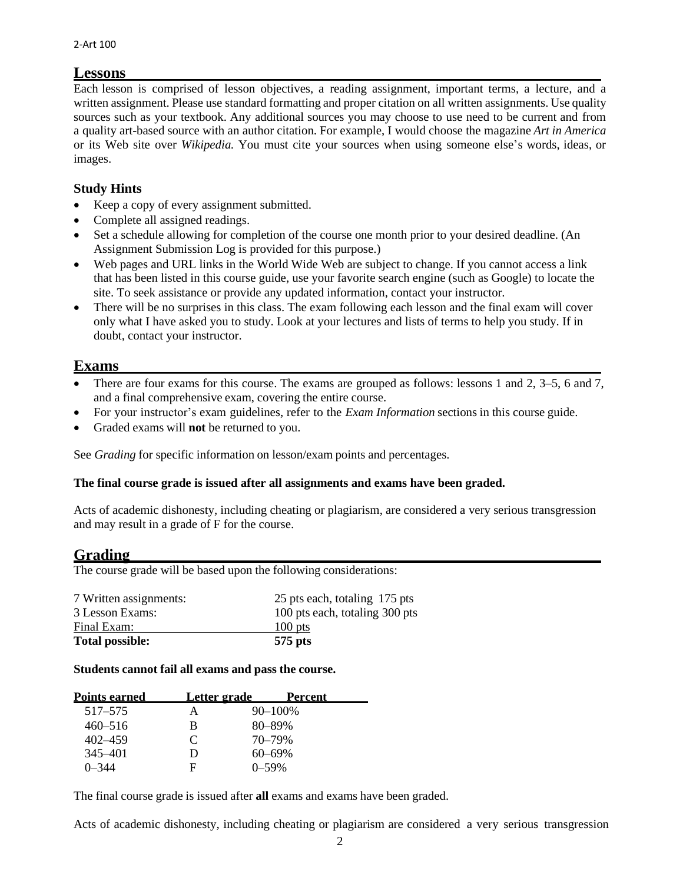## Lessons

Each lesson is comprised of lesson objectives, a reading assignment, important terms, a lecture, and a written assignment. Please use standard formatting and proper citation on all written assignments. Use quality sources such as your textbook. Any additional sources you may choose to use need to be current and from a quality art-based source with an author citation. For example, I would choose the magazine *Art in America* or its Web site over *Wikipedia.* You must cite your sources when using someone else's words, ideas, or images.

### Study Hints

- Keep a copy of every assignment submitted.
- Complete all assigned readings.
- Set a schedule allowing for completion of the course one month prior to your desired deadline. (An Assignment Submission Log is provided for this purpose.)
- Web pages and URL links in the World Wide Web are subject to change. If you cannot access a link that has been listed in this course guide, use your favorite search engine (such as Google) to locate the site. To seek assistance or provide any updated information, contact your instructor.
- There will be no surprises in this class. The exam following each lesson and the final exam will cover only what I have asked you to study. Look at your lectures and lists of terms to help you study. If in doubt, contact your instructor.

## Exams

- There are four exams for this course. The exams are grouped as follows: lessons 1 and 2, 3–5, 6 and 7, and a final comprehensive exam, covering the entire course.
- For your instructor's exam guidelines, refer to the *Exam Information* sections in this course guide.
- Graded exams will **not** be returned to you.

See *Grading* for specific information on lesson/exam points and percentages.

**The final course grade is issued after all assignments and exams have been graded.**

Acts of academic dishonesty, including cheating or plagiarism, are considered a very serious transgression and may result in a grade of F for the course.

## Grading

The course grade will be based upon the following considerations:

| | |
|---|---|
| 7 Written assignments: | 25 pts each, totaling 175 pts |
| 3 Lesson Exams: | 100 pts each, totaling 300 pts |
| Final Exam: | 100 pts |
| **Total possible:** | **575 pts** |

**Students cannot fail all exams and pass the course.**

| Points earned | Letter grade | Percent |
|---|---|---|
| 517–575 | A | 90–100% |
| 460–516 | B | 80–89% |
| 402–459 | C | 70–79% |
| 345–401 | D | 60–69% |
| 0–344 | F | 0–59% |

The final course grade is issued after **all** exams and exams have been graded.

Acts of academic dishonesty, including cheating or plagiarism are considered a very serious transgression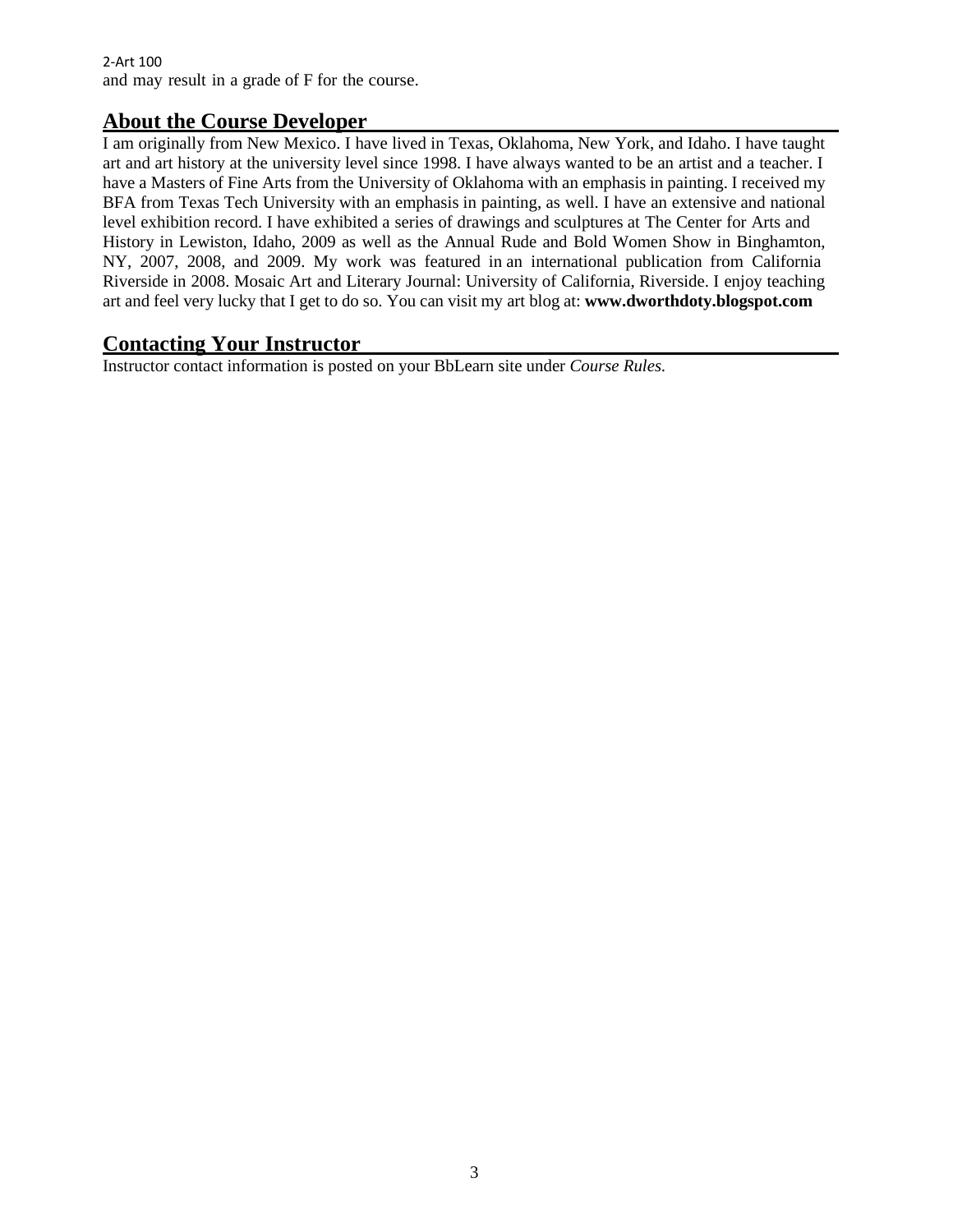and may result in a grade of F for the course.

## About the Course Developer

I am originally from New Mexico. I have lived in Texas, Oklahoma, New York, and Idaho. I have taught art and art history at the university level since 1998. I have always wanted to be an artist and a teacher. I have a Masters of Fine Arts from the University of Oklahoma with an emphasis in painting. I received my BFA from Texas Tech University with an emphasis in painting, as well. I have an extensive and national level exhibition record. I have exhibited a series of drawings and sculptures at The Center for Arts and History in Lewiston, Idaho, 2009 as well as the Annual Rude and Bold Women Show in Binghamton, NY, 2007, 2008, and 2009. My work was featured in an international publication from California Riverside in 2008. Mosaic Art and Literary Journal: University of California, Riverside. I enjoy teaching art and feel very lucky that I get to do so. You can visit my art blog at: **www.dworthdoty.blogspot.com**

## Contacting Your Instructor

Instructor contact information is posted on your BbLearn site under *Course Rules.*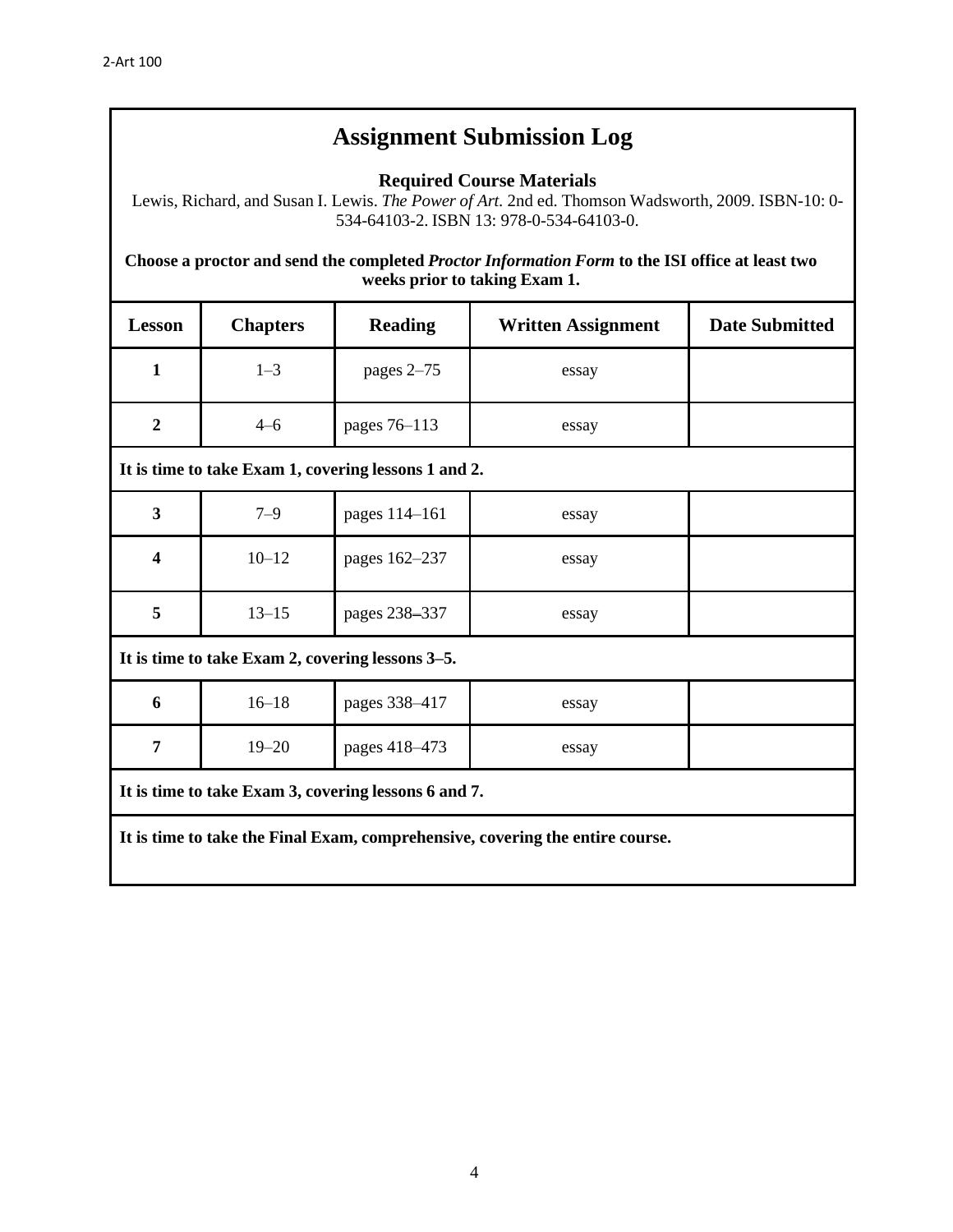# Assignment Submission Log

**Required Course Materials**

Lewis, Richard, and Susan I. Lewis. *The Power of Art*. 2nd ed. Thomson Wadsworth, 2009. ISBN-10: 0-534-64103-2. ISBN 13: 978-0-534-64103-0.

**Choose a proctor and send the completed *Proctor Information Form* to the ISI office at least two weeks prior to taking Exam 1.**

| Lesson | Chapters | Reading | Written Assignment | Date Submitted |
|---|---|---|---|---|
| **1** | 1–3 | pages 2–75 | essay | |
| **2** | 4–6 | pages 76–113 | essay | |
| **It is time to take Exam 1, covering lessons 1 and 2.** | | | | |
| **3** | 7–9 | pages 114–161 | essay | |
| **4** | 10–12 | pages 162–237 | essay | |
| **5** | 13–15 | pages 238–337 | essay | |
| **It is time to take Exam 2, covering lessons 3–5.** | | | | |
| **6** | 16–18 | pages 338–417 | essay | |
| **7** | 19–20 | pages 418–473 | essay | |
| **It is time to take Exam 3, covering lessons 6 and 7.** | | | | |
| **It is time to take the Final Exam, comprehensive, covering the entire course.** | | | | |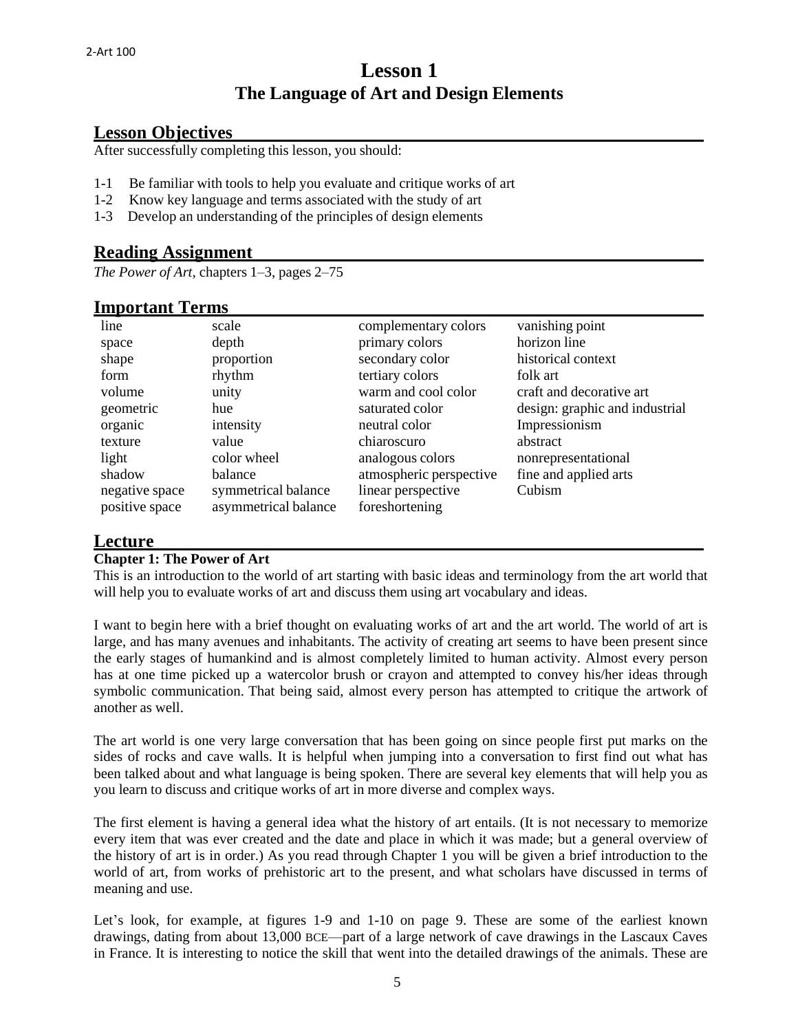# Lesson 1
## The Language of Art and Design Elements

## Lesson Objectives

After successfully completing this lesson, you should:

1-1 Be familiar with tools to help you evaluate and critique works of art
1-2 Know key language and terms associated with the study of art
1-3 Develop an understanding of the principles of design elements

## Reading Assignment

*The Power of Art*, chapters 1–3, pages 2–75

## Important Terms

| | | | |
|---|---|---|---|
| line | scale | complementary colors | vanishing point |
| space | depth | primary colors | horizon line |
| shape | proportion | secondary color | historical context |
| form | rhythm | tertiary colors | folk art |
| volume | unity | warm and cool color | craft and decorative art |
| geometric | hue | saturated color | design: graphic and industrial |
| organic | intensity | neutral color | Impressionism |
| texture | value | chiaroscuro | abstract |
| light | color wheel | analogous colors | nonrepresentational |
| shadow | balance | atmospheric perspective | fine and applied arts |
| negative space | symmetrical balance | linear perspective | Cubism |
| positive space | asymmetrical balance | foreshortening | |

## Lecture

### Chapter 1: The Power of Art

This is an introduction to the world of art starting with basic ideas and terminology from the art world that will help you to evaluate works of art and discuss them using art vocabulary and ideas.

I want to begin here with a brief thought on evaluating works of art and the art world. The world of art is large, and has many avenues and inhabitants. The activity of creating art seems to have been present since the early stages of humankind and is almost completely limited to human activity. Almost every person has at one time picked up a watercolor brush or crayon and attempted to convey his/her ideas through symbolic communication. That being said, almost every person has attempted to critique the artwork of another as well.

The art world is one very large conversation that has been going on since people first put marks on the sides of rocks and cave walls. It is helpful when jumping into a conversation to first find out what has been talked about and what language is being spoken. There are several key elements that will help you as you learn to discuss and critique works of art in more diverse and complex ways.

The first element is having a general idea what the history of art entails. (It is not necessary to memorize every item that was ever created and the date and place in which it was made; but a general overview of the history of art is in order.) As you read through Chapter 1 you will be given a brief introduction to the world of art, from works of prehistoric art to the present, and what scholars have discussed in terms of meaning and use.

Let's look, for example, at figures 1-9 and 1-10 on page 9. These are some of the earliest known drawings, dating from about 13,000 BCE—part of a large network of cave drawings in the Lascaux Caves in France. It is interesting to notice the skill that went into the detailed drawings of the animals. These are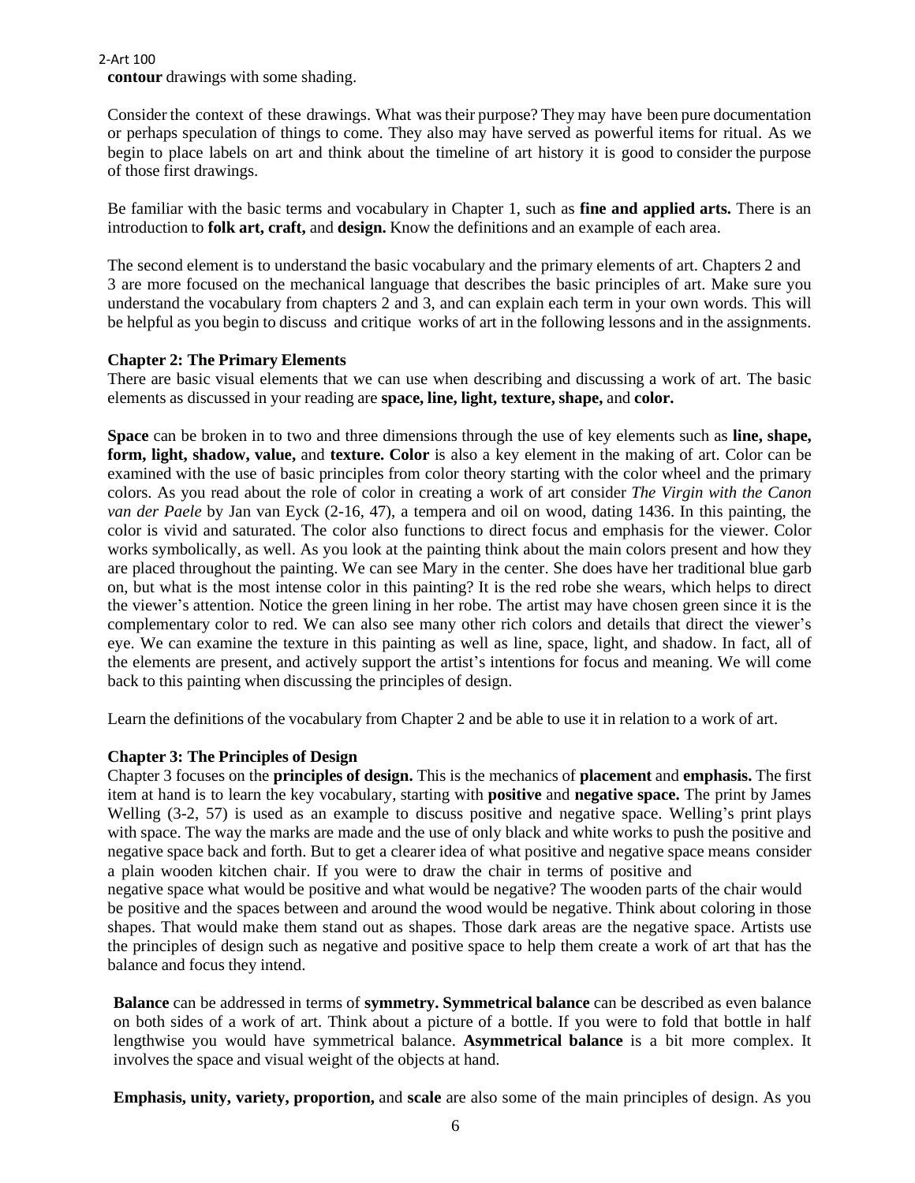**contour** drawings with some shading.

Consider the context of these drawings. What was their purpose? They may have been pure documentation or perhaps speculation of things to come. They also may have served as powerful items for ritual. As we begin to place labels on art and think about the timeline of art history it is good to consider the purpose of those first drawings.

Be familiar with the basic terms and vocabulary in Chapter 1, such as **fine and applied arts.** There is an introduction to **folk art, craft,** and **design.** Know the definitions and an example of each area.

The second element is to understand the basic vocabulary and the primary elements of art. Chapters 2 and 3 are more focused on the mechanical language that describes the basic principles of art. Make sure you understand the vocabulary from chapters 2 and 3, and can explain each term in your own words. This will be helpful as you begin to discuss and critique works of art in the following lessons and in the assignments.

**Chapter 2: The Primary Elements**

There are basic visual elements that we can use when describing and discussing a work of art. The basic elements as discussed in your reading are **space, line, light, texture, shape,** and **color.**

**Space** can be broken in to two and three dimensions through the use of key elements such as **line, shape, form, light, shadow, value,** and **texture. Color** is also a key element in the making of art. Color can be examined with the use of basic principles from color theory starting with the color wheel and the primary colors. As you read about the role of color in creating a work of art consider *The Virgin with the Canon van der Paele* by Jan van Eyck (2-16, 47), a tempera and oil on wood, dating 1436. In this painting, the color is vivid and saturated. The color also functions to direct focus and emphasis for the viewer. Color works symbolically, as well. As you look at the painting think about the main colors present and how they are placed throughout the painting. We can see Mary in the center. She does have her traditional blue garb on, but what is the most intense color in this painting? It is the red robe she wears, which helps to direct the viewer's attention. Notice the green lining in her robe. The artist may have chosen green since it is the complementary color to red. We can also see many other rich colors and details that direct the viewer's eye. We can examine the texture in this painting as well as line, space, light, and shadow. In fact, all of the elements are present, and actively support the artist's intentions for focus and meaning. We will come back to this painting when discussing the principles of design.

Learn the definitions of the vocabulary from Chapter 2 and be able to use it in relation to a work of art.

**Chapter 3: The Principles of Design**

Chapter 3 focuses on the **principles of design.** This is the mechanics of **placement** and **emphasis.** The first item at hand is to learn the key vocabulary, starting with **positive** and **negative space.** The print by James Welling (3-2, 57) is used as an example to discuss positive and negative space. Welling's print plays with space. The way the marks are made and the use of only black and white works to push the positive and negative space back and forth. But to get a clearer idea of what positive and negative space means consider a plain wooden kitchen chair. If you were to draw the chair in terms of positive and negative space what would be positive and what would be negative? The wooden parts of the chair would be positive and the spaces between and around the wood would be negative. Think about coloring in those shapes. That would make them stand out as shapes. Those dark areas are the negative space. Artists use the principles of design such as negative and positive space to help them create a work of art that has the balance and focus they intend.

**Balance** can be addressed in terms of **symmetry. Symmetrical balance** can be described as even balance on both sides of a work of art. Think about a picture of a bottle. If you were to fold that bottle in half lengthwise you would have symmetrical balance. **Asymmetrical balance** is a bit more complex. It involves the space and visual weight of the objects at hand.

**Emphasis, unity, variety, proportion,** and **scale** are also some of the main principles of design. As you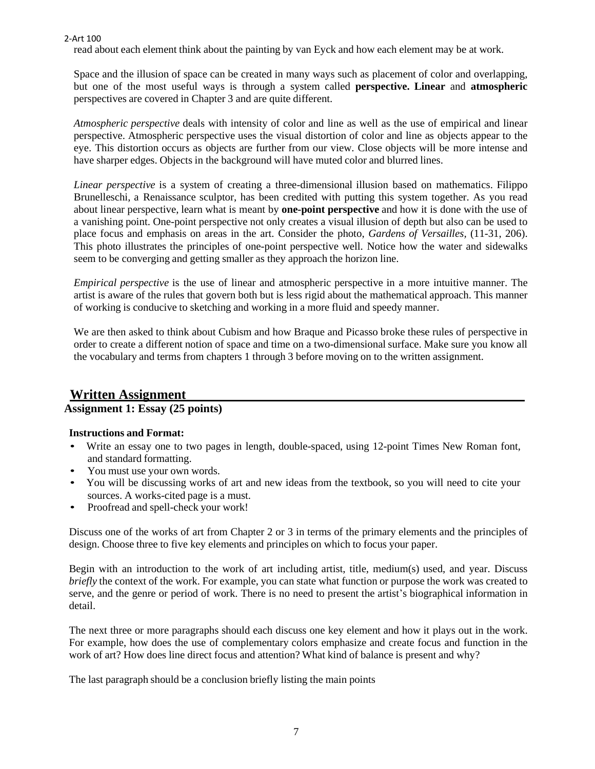read about each element think about the painting by van Eyck and how each element may be at work.

Space and the illusion of space can be created in many ways such as placement of color and overlapping, but one of the most useful ways is through a system called **perspective. Linear** and **atmospheric** perspectives are covered in Chapter 3 and are quite different.

*Atmospheric perspective* deals with intensity of color and line as well as the use of empirical and linear perspective. Atmospheric perspective uses the visual distortion of color and line as objects appear to the eye. This distortion occurs as objects are further from our view. Close objects will be more intense and have sharper edges. Objects in the background will have muted color and blurred lines.

*Linear perspective* is a system of creating a three-dimensional illusion based on mathematics. Filippo Brunelleschi, a Renaissance sculptor, has been credited with putting this system together. As you read about linear perspective, learn what is meant by **one-point perspective** and how it is done with the use of a vanishing point. One-point perspective not only creates a visual illusion of depth but also can be used to place focus and emphasis on areas in the art. Consider the photo, *Gardens of Versailles,* (11-31, 206). This photo illustrates the principles of one-point perspective well. Notice how the water and sidewalks seem to be converging and getting smaller as they approach the horizon line.

*Empirical perspective* is the use of linear and atmospheric perspective in a more intuitive manner. The artist is aware of the rules that govern both but is less rigid about the mathematical approach. This manner of working is conducive to sketching and working in a more fluid and speedy manner.

We are then asked to think about Cubism and how Braque and Picasso broke these rules of perspective in order to create a different notion of space and time on a two-dimensional surface. Make sure you know all the vocabulary and terms from chapters 1 through 3 before moving on to the written assignment.

## Written Assignment

### Assignment 1: Essay (25 points)

**Instructions and Format:**

- Write an essay one to two pages in length, double-spaced, using 12-point Times New Roman font, and standard formatting.
- You must use your own words.
- You will be discussing works of art and new ideas from the textbook, so you will need to cite your sources. A works-cited page is a must.
- Proofread and spell-check your work!

Discuss one of the works of art from Chapter 2 or 3 in terms of the primary elements and the principles of design. Choose three to five key elements and principles on which to focus your paper.

Begin with an introduction to the work of art including artist, title, medium(s) used, and year. Discuss *briefly* the context of the work. For example, you can state what function or purpose the work was created to serve, and the genre or period of work. There is no need to present the artist's biographical information in detail.

The next three or more paragraphs should each discuss one key element and how it plays out in the work. For example, how does the use of complementary colors emphasize and create focus and function in the work of art? How does line direct focus and attention? What kind of balance is present and why?

The last paragraph should be a conclusion briefly listing the main points